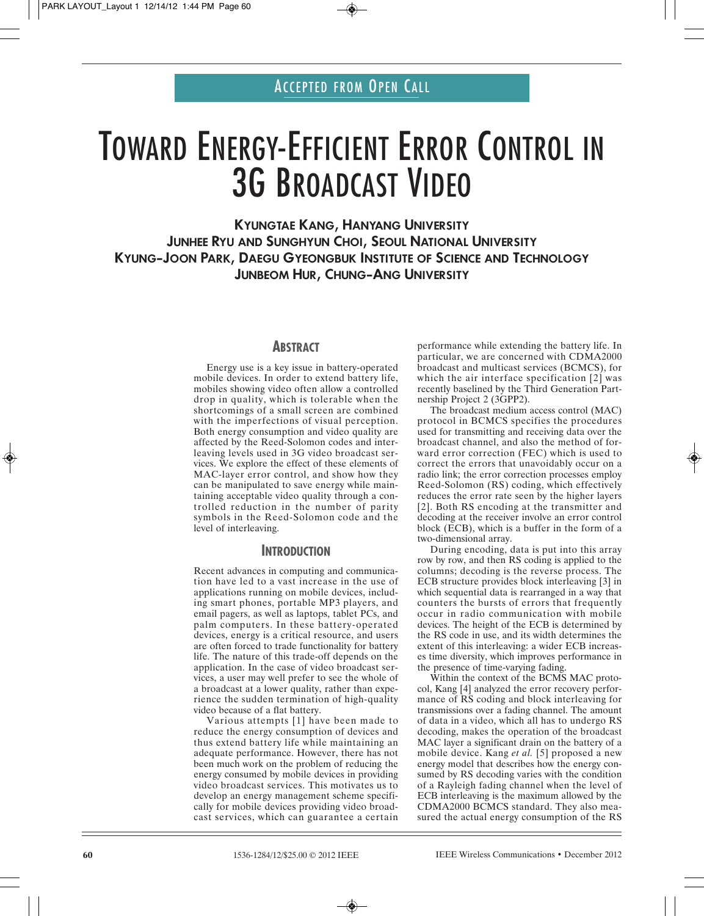Accepted from Open Call

# Toward Energy-Efficient Error Control in 3G Broadcast Video

**Kyungtae Kang, Hanyang University**
**Junhee Ryu and Sunghyun Choi, Seoul National University**
**Kyung-Joon Park, Daegu Gyeongbuk Institute of Science and Technology**
**Junbeom Hur, Chung-Ang University**

## Abstract

Energy use is a key issue in battery-operated mobile devices. In order to extend battery life, mobiles showing video often allow a controlled drop in quality, which is tolerable when the shortcomings of a small screen are combined with the imperfections of visual perception. Both energy consumption and video quality are affected by the Reed-Solomon codes and interleaving levels used in 3G video broadcast services. We explore the effect of these elements of MAC-layer error control, and show how they can be manipulated to save energy while maintaining acceptable video quality through a controlled reduction in the number of parity symbols in the Reed-Solomon code and the level of interleaving.

## Introduction

Recent advances in computing and communication have led to a vast increase in the use of applications running on mobile devices, including smart phones, portable MP3 players, and email pagers, as well as laptops, tablet PCs, and palm computers. In these battery-operated devices, energy is a critical resource, and users are often forced to trade functionality for battery life. The nature of this trade-off depends on the application. In the case of video broadcast services, a user may well prefer to see the whole of a broadcast at a lower quality, rather than experience the sudden termination of high-quality video because of a flat battery.

Various attempts [1] have been made to reduce the energy consumption of devices and thus extend battery life while maintaining an adequate performance. However, there has not been much work on the problem of reducing the energy consumed by mobile devices in providing video broadcast services. This motivates us to develop an energy management scheme specifically for mobile devices providing video broadcast services, which can guarantee a certain performance while extending the battery life. In particular, we are concerned with CDMA2000 broadcast and multicast services (BCMCS), for which the air interface specification [2] was recently baselined by the Third Generation Partnership Project 2 (3GPP2).

The broadcast medium access control (MAC) protocol in BCMCS specifies the procedures used for transmitting and receiving data over the broadcast channel, and also the method of forward error correction (FEC) which is used to correct the errors that unavoidably occur on a radio link; the error correction processes employ Reed-Solomon (RS) coding, which effectively reduces the error rate seen by the higher layers [2]. Both RS encoding at the transmitter and decoding at the receiver involve an error control block (ECB), which is a buffer in the form of a two-dimensional array.

During encoding, data is put into this array row by row, and then RS coding is applied to the columns; decoding is the reverse process. The ECB structure provides block interleaving [3] in which sequential data is rearranged in a way that counters the bursts of errors that frequently occur in radio communication with mobile devices. The height of the ECB is determined by the RS code in use, and its width determines the extent of this interleaving: a wider ECB increases time diversity, which improves performance in the presence of time-varying fading.

Within the context of the BCMS MAC protocol, Kang [4] analyzed the error recovery performance of RS coding and block interleaving for transmissions over a fading channel. The amount of data in a video, which all has to undergo RS decoding, makes the operation of the broadcast MAC layer a significant drain on the battery of a mobile device. Kang *et al.* [5] proposed a new energy model that describes how the energy consumed by RS decoding varies with the condition of a Rayleigh fading channel when the level of ECB interleaving is the maximum allowed by the CDMA2000 BCMCS standard. They also measured the actual energy consumption of the RS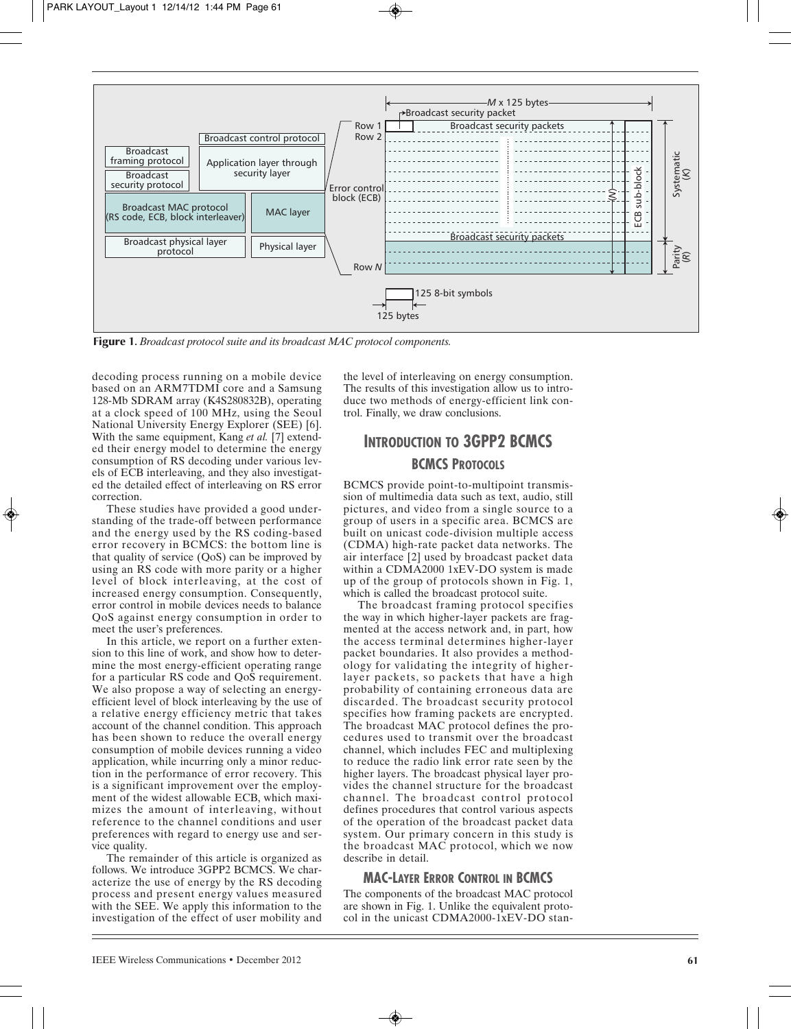Figure 1. *Broadcast protocol suite and its broadcast MAC protocol components.*

decoding process running on a mobile device based on an ARM7TDMI core and a Samsung 128-Mb SDRAM array (K4S280832B), operating at a clock speed of 100 MHz, using the Seoul National University Energy Explorer (SEE) [6]. With the same equipment, Kang *et al.* [7] extended their energy model to determine the energy consumption of RS decoding under various levels of ECB interleaving, and they also investigated the detailed effect of interleaving on RS error correction.

These studies have provided a good understanding of the trade-off between performance and the energy used by the RS coding-based error recovery in BCMCS: the bottom line is that quality of service (QoS) can be improved by using an RS code with more parity or a higher level of block interleaving, at the cost of increased energy consumption. Consequently, error control in mobile devices needs to balance QoS against energy consumption in order to meet the user's preferences.

In this article, we report on a further extension to this line of work, and show how to determine the most energy-efficient operating range for a particular RS code and QoS requirement. We also propose a way of selecting an energy-efficient level of block interleaving by the use of a relative energy efficiency metric that takes account of the channel condition. This approach has been shown to reduce the overall energy consumption of mobile devices running a video application, while incurring only a minor reduction in the performance of error recovery. This is a significant improvement over the employment of the widest allowable ECB, which maximizes the amount of interleaving, without reference to the channel conditions and user preferences with regard to energy use and service quality.

The remainder of this article is organized as follows. We introduce 3GPP2 BCMCS. We characterize the use of energy by the RS decoding process and present energy values measured with the SEE. We apply this information to the investigation of the effect of user mobility and the level of interleaving on energy consumption. The results of this investigation allow us to introduce two methods of energy-efficient link control. Finally, we draw conclusions.

## Introduction to 3GPP2 BCMCS

### BCMCS Protocols

BCMCS provide point-to-multipoint transmission of multimedia data such as text, audio, still pictures, and video from a single source to a group of users in a specific area. BCMCS are built on unicast code-division multiple access (CDMA) high-rate packet data networks. The air interface [2] used by broadcast packet data within a CDMA2000 1xEV-DO system is made up of the group of protocols shown in Fig. 1, which is called the broadcast protocol suite.

The broadcast framing protocol specifies the way in which higher-layer packets are fragmented at the access network and, in part, how the access terminal determines higher-layer packet boundaries. It also provides a methodology for validating the integrity of higher-layer packets, so packets that have a high probability of containing erroneous data are discarded. The broadcast security protocol specifies how framing packets are encrypted. The broadcast MAC protocol defines the procedures used to transmit over the broadcast channel, which includes FEC and multiplexing to reduce the radio link error rate seen by the higher layers. The broadcast physical layer provides the channel structure for the broadcast channel. The broadcast control protocol defines procedures that control various aspects of the operation of the broadcast packet data system. Our primary concern in this study is the broadcast MAC protocol, which we now describe in detail.

### MAC-Layer Error Control in BCMCS

The components of the broadcast MAC protocol are shown in Fig. 1. Unlike the equivalent protocol in the unicast CDMA2000-1xEV-DO stan-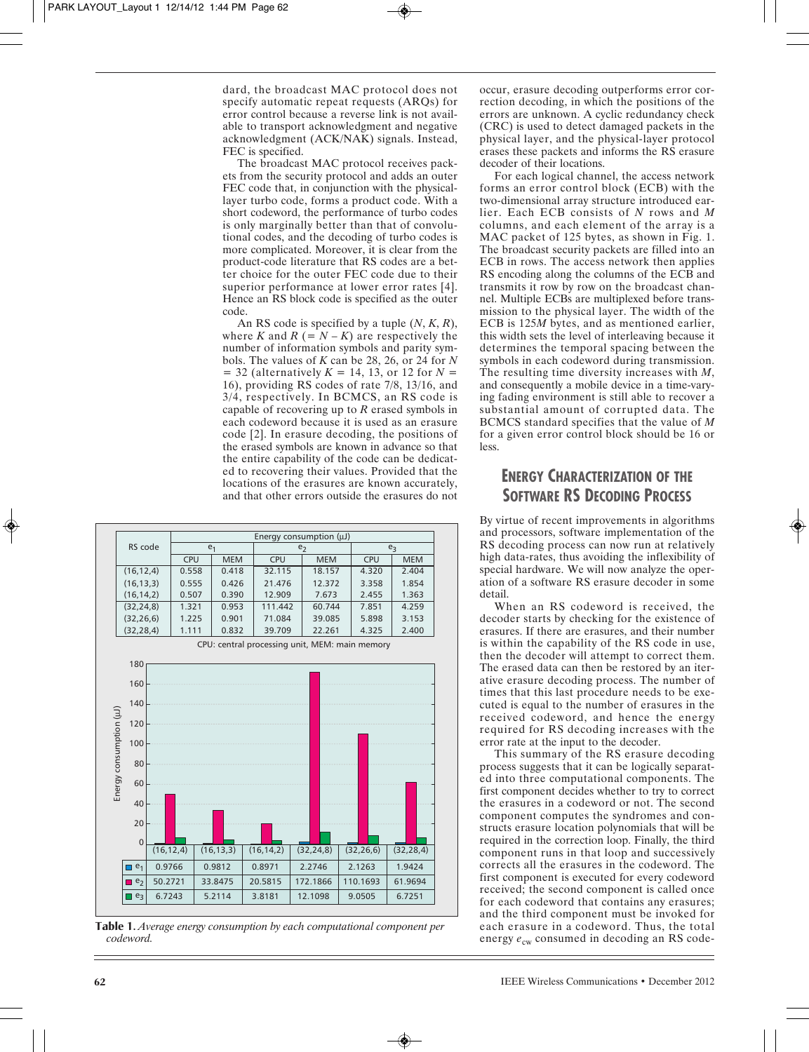dard, the broadcast MAC protocol does not specify automatic repeat requests (ARQs) for error control because a reverse link is not available to transport acknowledgment and negative acknowledgment (ACK/NAK) signals. Instead, FEC is specified.

The broadcast MAC protocol receives packets from the security protocol and adds an outer FEC code that, in conjunction with the physical-layer turbo code, forms a product code. With a short codeword, the performance of turbo codes is only marginally better than that of convolutional codes, and the decoding of turbo codes is more complicated. Moreover, it is clear from the product-code literature that RS codes are a better choice for the outer FEC code due to their superior performance at lower error rates [4]. Hence an RS block code is specified as the outer code.

An RS code is specified by a tuple $(N, K, R)$, where $K$ and $R$ $(= N - K)$ are respectively the number of information symbols and parity symbols. The values of $K$ can be 28, 26, or 24 for $N = 32$ (alternatively $K = 14$, 13, or 12 for $N = 16$), providing RS codes of rate 7/8, 13/16, and 3/4, respectively. In BCMCS, an RS code is capable of recovering up to $R$ erased symbols in each codeword because it is used as an erasure code [2]. In erasure decoding, the positions of the erased symbols are known in advance so that the entire capability of the code can be dedicated to recovering their values. Provided that the locations of the erasures are known accurately, and that other errors outside the erasures do not occur, erasure decoding outperforms error correction decoding, in which the positions of the errors are unknown. A cyclic redundancy check (CRC) is used to detect damaged packets in the physical layer, and the physical-layer protocol erases these packets and informs the RS erasure decoder of their locations.

For each logical channel, the access network forms an error control block (ECB) with the two-dimensional array structure introduced earlier. Each ECB consists of $N$ rows and $M$ columns, and each element of the array is a MAC packet of 125 bytes, as shown in Fig. 1. The broadcast security packets are filled into an ECB in rows. The access network then applies RS encoding along the columns of the ECB and transmits it row by row on the broadcast channel. Multiple ECBs are multiplexed before transmission to the physical layer. The width of the ECB is $125M$ bytes, and as mentioned earlier, this width sets the level of interleaving because it determines the temporal spacing between the symbols in each codeword during transmission. The resulting time diversity increases with $M$, and consequently a mobile device in a time-varying fading environment is still able to recover a substantial amount of corrupted data. The BCMCS standard specifies that the value of $M$ for a given error control block should be 16 or less.

| RS code | Energy consumption (μJ) | | | | | |
|---|---|---|---|---|---|---|
| | $e_1$ | | $e_2$ | | $e_3$ | |
| | CPU | MEM | CPU | MEM | CPU | MEM |
| (16,12,4) | 0.558 | 0.418 | 32.115 | 18.157 | 4.320 | 2.404 |
| (16,13,3) | 0.555 | 0.426 | 21.476 | 12.372 | 3.358 | 1.854 |
| (16,14,2) | 0.507 | 0.390 | 12.909 | 7.673 | 2.455 | 1.363 |
| (32,24,8) | 1.321 | 0.953 | 111.442 | 60.744 | 7.851 | 4.259 |
| (32,26,6) | 1.225 | 0.901 | 71.084 | 39.085 | 5.898 | 3.153 |
| (32,28,4) | 1.111 | 0.832 | 39.709 | 22.261 | 4.325 | 2.400 |

CPU: central processing unit, MEM: main memory

| Energy consumption (μJ) | (16,12,4) | (16,13,3) | (16,14,2) | (32,24,8) | (32,26,6) | (32,28,4) |
|---|---|---|---|---|---|---|
| $e_1$ | 0.9766 | 0.9812 | 0.8971 | 2.2746 | 2.1263 | 1.9424 |
| $e_2$ | 50.2721 | 33.8475 | 20.5815 | 172.1866 | 110.1693 | 61.9694 |
| $e_3$ | 6.7243 | 5.2114 | 3.8181 | 12.1098 | 9.0505 | 6.7251 |

**Table 1.** *Average energy consumption by each computational component per codeword.*

## Energy Characterization of the Software RS Decoding Process

By virtue of recent improvements in algorithms and processors, software implementation of the RS decoding process can now run at relatively high data-rates, thus avoiding the inflexibility of special hardware. We will now analyze the operation of a software RS erasure decoder in some detail.

When an RS codeword is received, the decoder starts by checking for the existence of erasures. If there are erasures, and their number is within the capability of the RS code in use, then the decoder will attempt to correct them. The erased data can then be restored by an iterative erasure decoding process. The number of times that this last procedure needs to be executed is equal to the number of erasures in the received codeword, and hence the energy required for RS decoding increases with the error rate at the input to the decoder.

This summary of the RS erasure decoding process suggests that it can be logically separated into three computational components. The first component decides whether to try to correct the erasures in a codeword or not. The second component computes the syndromes and constructs erasure location polynomials that will be required in the correction loop. Finally, the third component runs in that loop and successively corrects all the erasures in the codeword. The first component is executed for every codeword received; the second component is called once for each codeword that contains any erasures; and the third component must be invoked for each erasure in a codeword. Thus, the total energy $e_{cw}$ consumed in decoding an RS code-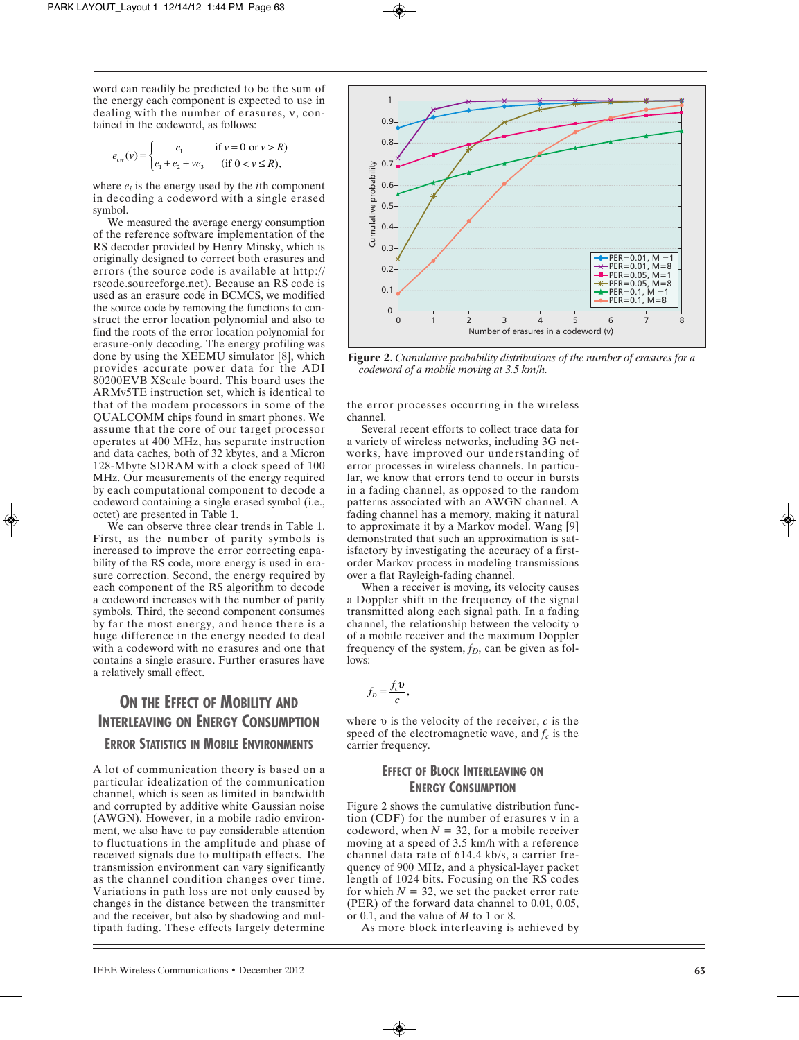word can readily be predicted to be the sum of the energy each component is expected to use in dealing with the number of erasures, ν, contained in the codeword, as follows:

$$e_{cw}(v) = \begin{cases} e_1 & \text{if } v = 0 \text{ or } v > R) \\ e_1 + e_2 + ve_3 & (\text{if } 0 < v \le R), \end{cases}$$

where $e_i$ is the energy used by the $i$th component in decoding a codeword with a single erased symbol.

We measured the average energy consumption of the reference software implementation of the RS decoder provided by Henry Minsky, which is originally designed to correct both erasures and errors (the source code is available at http://rscode.sourceforge.net). Because an RS code is used as an erasure code in BCMCS, we modified the source code by removing the functions to construct the error location polynomial and also to find the roots of the error location polynomial for erasure-only decoding. The energy profiling was done by using the XEEMU simulator [8], which provides accurate power data for the ADI 80200EVB XScale board. This board uses the ARMv5TE instruction set, which is identical to that of the modem processors in some of the QUALCOMM chips found in smart phones. We assume that the core of our target processor operates at 400 MHz, has separate instruction and data caches, both of 32 kbytes, and a Micron 128-Mbyte SDRAM with a clock speed of 100 MHz. Our measurements of the energy required by each computational component to decode a codeword containing a single erased symbol (i.e., octet) are presented in Table 1.

We can observe three clear trends in Table 1. First, as the number of parity symbols is increased to improve the error correcting capability of the RS code, more energy is used in erasure correction. Second, the energy required by each component of the RS algorithm to decode a codeword increases with the number of parity symbols. Third, the second component consumes by far the most energy, and hence there is a huge difference in the energy needed to deal with a codeword with no erasures and one that contains a single erasure. Further erasures have a relatively small effect.

## On the Effect of Mobility and Interleaving on Energy Consumption

### Error Statistics in Mobile Environments

A lot of communication theory is based on a particular idealization of the communication channel, which is seen as limited in bandwidth and corrupted by additive white Gaussian noise (AWGN). However, in a mobile radio environment, we also have to pay considerable attention to fluctuations in the amplitude and phase of received signals due to multipath effects. The transmission environment can vary significantly as the channel condition changes over time. Variations in path loss are not only caused by changes in the distance between the transmitter and the receiver, but also by shadowing and multipath fading. These effects largely determine the error processes occurring in the wireless channel.

Several recent efforts to collect trace data for a variety of wireless networks, including 3G networks, have improved our understanding of error processes in wireless channels. In particular, we know that errors tend to occur in bursts in a fading channel, as opposed to the random patterns associated with an AWGN channel. A fading channel has a memory, making it natural to approximate it by a Markov model. Wang [9] demonstrated that such an approximation is satisfactory by investigating the accuracy of a first-order Markov process in modeling transmissions over a flat Rayleigh-fading channel.

When a receiver is moving, its velocity causes a Doppler shift in the frequency of the signal transmitted along each signal path. In a fading channel, the relationship between the velocity υ of a mobile receiver and the maximum Doppler frequency of the system, $f_D$, can be given as follows:

$$f_D = \frac{f_c \upsilon}{c},$$

where υ is the velocity of the receiver, $c$ is the speed of the electromagnetic wave, and $f_c$ is the carrier frequency.

**Figure 2.** *Cumulative probability distributions of the number of erasures for a codeword of a mobile moving at 3.5 km/h.*

### Effect of Block Interleaving on Energy Consumption

Figure 2 shows the cumulative distribution function (CDF) for the number of erasures ν in a codeword, when $N = 32$, for a mobile receiver moving at a speed of 3.5 km/h with a reference channel data rate of 614.4 kb/s, a carrier frequency of 900 MHz, and a physical-layer packet length of 1024 bits. Focusing on the RS codes for which $N = 32$, we set the packet error rate (PER) of the forward data channel to 0.01, 0.05, or 0.1, and the value of $M$ to 1 or 8.

As more block interleaving is achieved by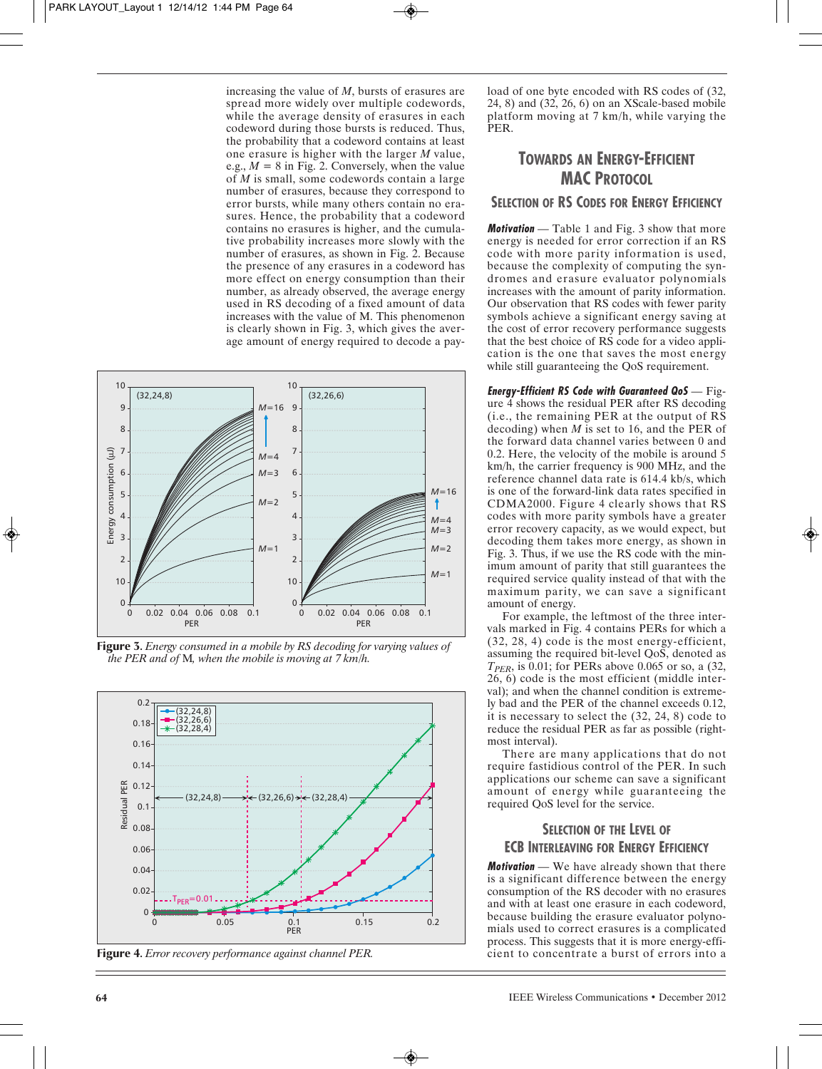increasing the value of $M$, bursts of erasures are spread more widely over multiple codewords, while the average density of erasures in each codeword during those bursts is reduced. Thus, the probability that a codeword contains at least one erasure is higher with the larger $M$ value, e.g., $M = 8$ in Fig. 2. Conversely, when the value of $M$ is small, some codewords contain a large number of erasures, because they correspond to error bursts, while many others contain no erasures. Hence, the probability that a codeword contains no erasures is higher, and the cumulative probability increases more slowly with the number of erasures, as shown in Fig. 2. Because the presence of any erasures in a codeword has more effect on energy consumption than their number, as already observed, the average energy used in RS decoding of a fixed amount of data increases with the value of M. This phenomenon is clearly shown in Fig. 3, which gives the average amount of energy required to decode a payload of one byte encoded with RS codes of (32, 24, 8) and (32, 26, 6) on an XScale-based mobile platform moving at 7 km/h, while varying the PER.

**Figure 3.** *Energy consumed in a mobile by RS decoding for varying values of the PER and of* M*, when the mobile is moving at 7 km/h.*

**Figure 4.** *Error recovery performance against channel PER.*

## Towards an Energy-Efficient MAC Protocol

### Selection of RS Codes for Energy Efficiency

***Motivation*** — Table 1 and Fig. 3 show that more energy is needed for error correction if an RS code with more parity information is used, because the complexity of computing the syndromes and erasure evaluator polynomials increases with the amount of parity information. Our observation that RS codes with fewer parity symbols achieve a significant energy saving at the cost of error recovery performance suggests that the best choice of RS code for a video application is the one that saves the most energy while still guaranteeing the QoS requirement.

***Energy-Efficient RS Code with Guaranteed QoS*** — Figure 4 shows the residual PER after RS decoding (i.e., the remaining PER at the output of RS decoding) when $M$ is set to 16, and the PER of the forward data channel varies between 0 and 0.2. Here, the velocity of the mobile is around 5 km/h, the carrier frequency is 900 MHz, and the reference channel data rate is 614.4 kb/s, which is one of the forward-link data rates specified in CDMA2000. Figure 4 clearly shows that RS codes with more parity symbols have a greater error recovery capacity, as we would expect, but decoding them takes more energy, as shown in Fig. 3. Thus, if we use the RS code with the minimum amount of parity that still guarantees the required service quality instead of that with the maximum parity, we can save a significant amount of energy.

For example, the leftmost of the three intervals marked in Fig. 4 contains PERs for which a (32, 28, 4) code is the most energy-efficient, assuming the required bit-level QoS, denoted as $T_{PER}$, is 0.01; for PERs above 0.065 or so, a (32, 26, 6) code is the most efficient (middle interval); and when the channel condition is extremely bad and the PER of the channel exceeds 0.12, it is necessary to select the (32, 24, 8) code to reduce the residual PER as far as possible (rightmost interval).

There are many applications that do not require fastidious control of the PER. In such applications our scheme can save a significant amount of energy while guaranteeing the required QoS level for the service.

### Selection of the Level of ECB Interleaving for Energy Efficiency

***Motivation*** — We have already shown that there is a significant difference between the energy consumption of the RS decoder with no erasures and with at least one erasure in each codeword, because building the erasure evaluator polynomials used to correct erasures is a complicated process. This suggests that it is more energy-efficient to concentrate a burst of errors into a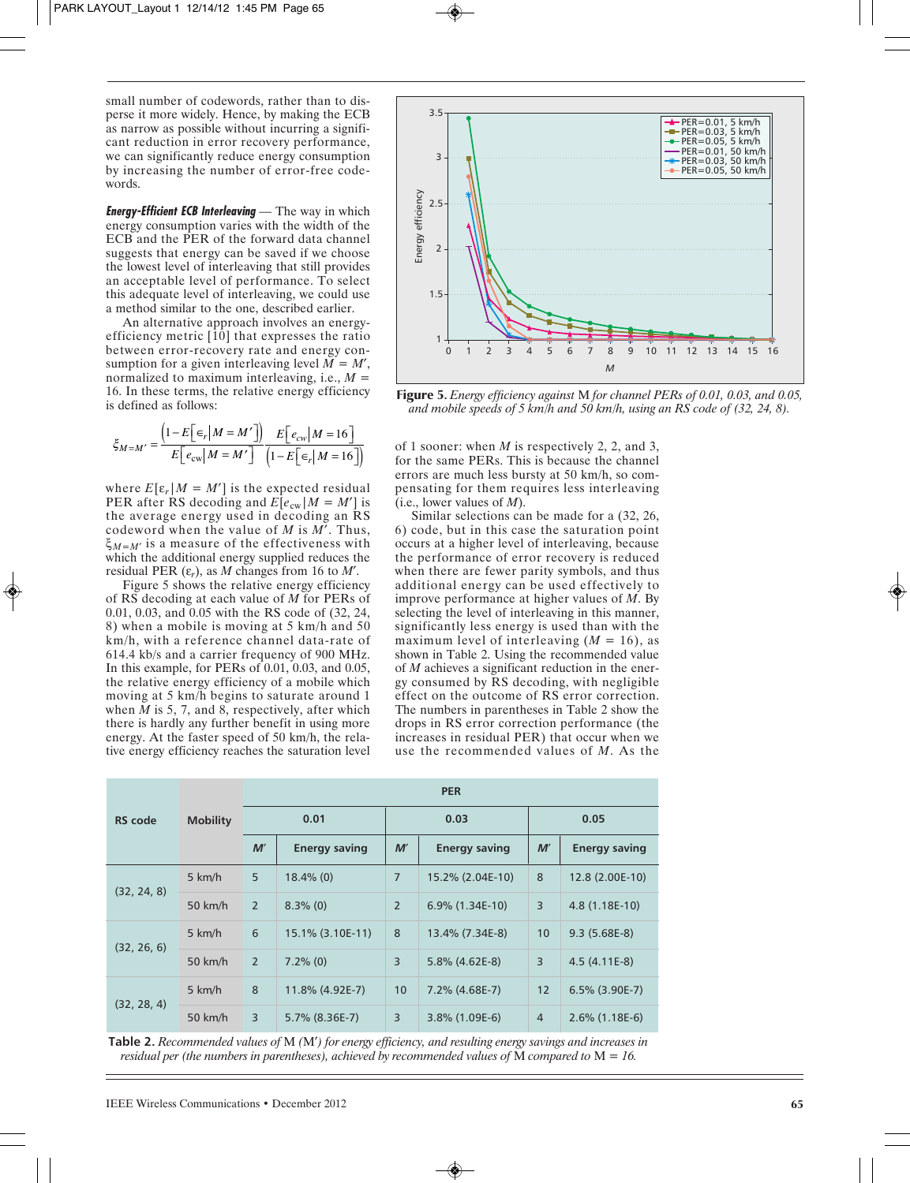small number of codewords, rather than to disperse it more widely. Hence, by making the ECB as narrow as possible without incurring a significant reduction in error recovery performance, we can significantly reduce energy consumption by increasing the number of error-free codewords.

***Energy-Efficient ECB Interleaving*** — The way in which energy consumption varies with the width of the ECB and the PER of the forward data channel suggests that energy can be saved if we choose the lowest level of interleaving that still provides an acceptable level of performance. To select this adequate level of interleaving, we could use a method similar to the one, described earlier.

An alternative approach involves an energy-efficiency metric [10] that expresses the ratio between error-recovery rate and energy consumption for a given interleaving level $M = M'$, normalized to maximum interleaving, i.e., $M = 16$. In these terms, the relative energy efficiency is defined as follows:

$$\xi_{M=M'} = \frac{\left(1 - E\left[\epsilon_r \middle| M = M'\right]\right)}{E\left[e_{cw} \middle| M = M'\right]} \frac{E\left[e_{cw} \middle| M = 16\right]}{\left(1 - E\left[\epsilon_r \middle| M = 16\right]\right)}$$

where $E[\epsilon_r | M = M']$ is the expected residual PER after RS decoding and $E[e_{cw} | M = M']$ is the average energy used in decoding an RS codeword when the value of $M$ is $M'$. Thus, $\xi_{M=M'}$ is a measure of the effectiveness with which the additional energy supplied reduces the residual PER ($\epsilon_r$), as $M$ changes from 16 to $M'$.

Figure 5 shows the relative energy efficiency of RS decoding at each value of $M$ for PERs of 0.01, 0.03, and 0.05 with the RS code of (32, 24, 8) when a mobile is moving at 5 km/h and 50 km/h, with a reference channel data-rate of 614.4 kb/s and a carrier frequency of 900 MHz. In this example, for PERs of 0.01, 0.03, and 0.05, the relative energy efficiency of a mobile which moving at 5 km/h begins to saturate around 1 when $M$ is 5, 7, and 8, respectively, after which there is hardly any further benefit in using more energy. At the faster speed of 50 km/h, the relative energy efficiency reaches the saturation level of 1 sooner: when $M$ is respectively 2, 2, and 3, for the same PERs. This is because the channel errors are much less bursty at 50 km/h, so compensating for them requires less interleaving (i.e., lower values of $M$).

**Figure 5.** *Energy efficiency against* M *for channel PERs of 0.01, 0.03, and 0.05, and mobile speeds of 5 km/h and 50 km/h, using an RS code of (32, 24, 8).*

Similar selections can be made for a (32, 26, 6) code, but in this case the saturation point occurs at a higher level of interleaving, because the performance of error recovery is reduced when there are fewer parity symbols, and thus additional energy can be used effectively to improve performance at higher values of $M$. By selecting the level of interleaving in this manner, significantly less energy is used than with the maximum level of interleaving ($M = 16$), as shown in Table 2. Using the recommended value of $M$ achieves a significant reduction in the energy consumed by RS decoding, with negligible effect on the outcome of RS error correction. The numbers in parentheses in Table 2 show the drops in RS error correction performance (the increases in residual PER) that occur when we use the recommended values of $M$. As the

| RS code | Mobility | PER 0.01 $M'$ | PER 0.01 Energy saving | PER 0.03 $M'$ | PER 0.03 Energy saving | PER 0.05 $M'$ | PER 0.05 Energy saving |
|---|---|---|---|---|---|---|---|
| (32, 24, 8) | 5 km/h | 5 | 18.4% (0) | 7 | 15.2% (2.04E-10) | 8 | 12.8 (2.00E-10) |
| | 50 km/h | 2 | 8.3% (0) | 2 | 6.9% (1.34E-10) | 3 | 4.8 (1.18E-10) |
| (32, 26, 6) | 5 km/h | 6 | 15.1% (3.10E-11) | 8 | 13.4% (7.34E-8) | 10 | 9.3 (5.68E-8) |
| | 50 km/h | 2 | 7.2% (0) | 3 | 5.8% (4.62E-8) | 3 | 4.5 (4.11E-8) |
| (32, 28, 4) | 5 km/h | 8 | 11.8% (4.92E-7) | 10 | 7.2% (4.68E-7) | 12 | 6.5% (3.90E-7) |
| | 50 km/h | 3 | 5.7% (8.36E-7) | 3 | 3.8% (1.09E-6) | 4 | 2.6% (1.18E-6) |

**Table 2.** *Recommended values of* M *(*M'*) for energy efficiency, and resulting energy savings and increases in residual per (the numbers in parentheses), achieved by recommended values of* M *compared to* M *= 16.*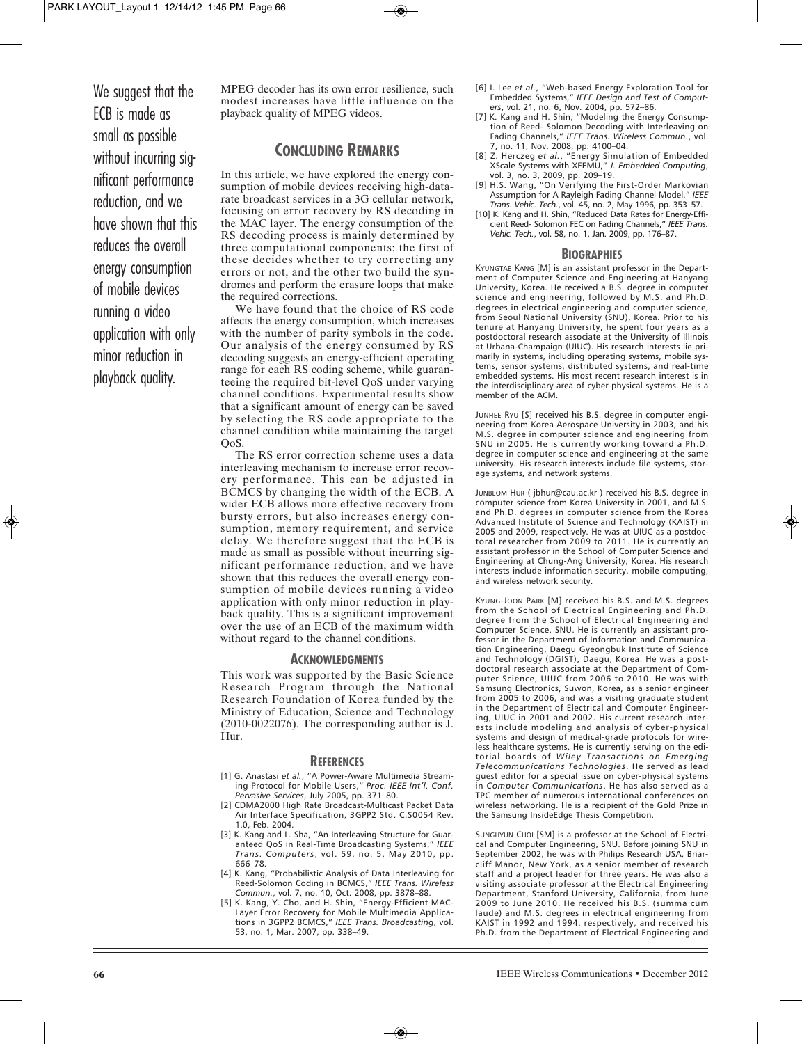We suggest that the ECB is made as small as possible without incurring significant performance reduction, and we have shown that this reduces the overall energy consumption of mobile devices running a video application with only minor reduction in playback quality.

MPEG decoder has its own error resilience, such modest increases have little influence on the playback quality of MPEG videos.

## Concluding Remarks

In this article, we have explored the energy consumption of mobile devices receiving high-data-rate broadcast services in a 3G cellular network, focusing on error recovery by RS decoding in the MAC layer. The energy consumption of the RS decoding process is mainly determined by three computational components: the first of these decides whether to try correcting any errors or not, and the other two build the syndromes and perform the erasure loops that make the required corrections.

We have found that the choice of RS code affects the energy consumption, which increases with the number of parity symbols in the code. Our analysis of the energy consumed by RS decoding suggests an energy-efficient operating range for each RS coding scheme, while guaranteeing the required bit-level QoS under varying channel conditions. Experimental results show that a significant amount of energy can be saved by selecting the RS code appropriate to the channel condition while maintaining the target QoS.

The RS error correction scheme uses a data interleaving mechanism to increase error recovery performance. This can be adjusted in BCMCS by changing the width of the ECB. A wider ECB allows more effective recovery from bursty errors, but also increases energy consumption, memory requirement, and service delay. We therefore suggest that the ECB is made as small as possible without incurring significant performance reduction, and we have shown that this reduces the overall energy consumption of mobile devices running a video application with only minor reduction in playback quality. This is a significant improvement over the use of an ECB of the maximum width without regard to the channel conditions.

### Acknowledgments

This work was supported by the Basic Science Research Program through the National Research Foundation of Korea funded by the Ministry of Education, Science and Technology (2010-0022076). The corresponding author is J. Hur.

### References

[1] G. Anastasi *et al.*, "A Power-Aware Multimedia Streaming Protocol for Mobile Users," *Proc. IEEE Int'l. Conf. Pervasive Services*, July 2005, pp. 371–80.

[2] CDMA2000 High Rate Broadcast-Multicast Packet Data Air Interface Specification, 3GPP2 Std. C.S0054 Rev. 1.0, Feb. 2004.

[3] K. Kang and L. Sha, "An Interleaving Structure for Guaranteed QoS in Real-Time Broadcasting Systems," *IEEE Trans. Computers*, vol. 59, no. 5, May 2010, pp. 666–78.

[4] K. Kang, "Probabilistic Analysis of Data Interleaving for Reed-Solomon Coding in BCMCS," *IEEE Trans. Wireless Commun.*, vol. 7, no. 10, Oct. 2008, pp. 3878–88.

[5] K. Kang, Y. Cho, and H. Shin, "Energy-Efficient MAC-Layer Error Recovery for Mobile Multimedia Applications in 3GPP2 BCMCS," *IEEE Trans. Broadcasting*, vol. 53, no. 1, Mar. 2007, pp. 338–49.

[6] I. Lee *et al.*, "Web-based Energy Exploration Tool for Embedded Systems," *IEEE Design and Test of Computers*, vol. 21, no. 6, Nov. 2004, pp. 572–86.

[7] K. Kang and H. Shin, "Modeling the Energy Consumption of Reed- Solomon Decoding with Interleaving on Fading Channels," *IEEE Trans. Wireless Commun.*, vol. 7, no. 11, Nov. 2008, pp. 4100–04.

[8] Z. Herczeg *et al.*, "Energy Simulation of Embedded XScale Systems with XEEMU," *J. Embedded Computing*, vol. 3, no. 3, 2009, pp. 209–19.

[9] H.S. Wang, "On Verifying the First-Order Markovian Assumption for A Rayleigh Fading Channel Model," *IEEE Trans. Vehic. Tech.*, vol. 45, no. 2, May 1996, pp. 353–57.

[10] K. Kang and H. Shin, "Reduced Data Rates for Energy-Efficient Reed- Solomon FEC on Fading Channels," *IEEE Trans. Vehic. Tech.*, vol. 58, no. 1, Jan. 2009, pp. 176–87.

### Biographies

KYUNGTAE KANG [M] is an assistant professor in the Department of Computer Science and Engineering at Hanyang University, Korea. He received a B.S. degree in computer science and engineering, followed by M.S. and Ph.D. degrees in electrical engineering and computer science, from Seoul National University (SNU), Korea. Prior to his tenure at Hanyang University, he spent four years as a postdoctoral research associate at the University of Illinois at Urbana-Champaign (UIUC). His research interests lie primarily in systems, including operating systems, mobile systems, sensor systems, distributed systems, and real-time embedded systems. His most recent research interest is in the interdisciplinary area of cyber-physical systems. He is a member of the ACM.

JUNHEE RYU [S] received his B.S. degree in computer engineering from Korea Aerospace University in 2003, and his M.S. degree in computer science and engineering from SNU in 2005. He is currently working toward a Ph.D. degree in computer science and engineering at the same university. His research interests include file systems, storage systems, and network systems.

JUNBEOM HUR ( jbhur@cau.ac.kr ) received his B.S. degree in computer science from Korea University in 2001, and M.S. and Ph.D. degrees in computer science from the Korea Advanced Institute of Science and Technology (KAIST) in 2005 and 2009, respectively. He was at UIUC as a postdoctoral researcher from 2009 to 2011. He is currently an assistant professor in the School of Computer Science and Engineering at Chung-Ang University, Korea. His research interests include information security, mobile computing, and wireless network security.

KYUNG-JOON PARK [M] received his B.S. and M.S. degrees from the School of Electrical Engineering and Ph.D. degree from the School of Electrical Engineering and Computer Science, SNU. He is currently an assistant professor in the Department of Information and Communication Engineering, Daegu Gyeongbuk Institute of Science and Technology (DGIST), Daegu, Korea. He was a postdoctoral research associate at the Department of Computer Science, UIUC from 2006 to 2010. He was with Samsung Electronics, Suwon, Korea, as a senior engineer from 2005 to 2006, and was a visiting graduate student in the Department of Electrical and Computer Engineering, UIUC in 2001 and 2002. His current research interests include modeling and analysis of cyber-physical systems and design of medical-grade protocols for wireless healthcare systems. He is currently serving on the editorial boards of *Wiley Transactions on Emerging Telecommunications Technologies*. He served as lead guest editor for a special issue on cyber-physical systems in *Computer Communications*. He has also served as a TPC member of numerous international conferences on wireless networking. He is a recipient of the Gold Prize in the Samsung InsideEdge Thesis Competition.

SUNGHYUN CHOI [SM] is a professor at the School of Electrical and Computer Engineering, SNU. Before joining SNU in September 2002, he was with Philips Research USA, Briarcliff Manor, New York, as a senior member of research staff and a project leader for three years. He was also a visiting associate professor at the Electrical Engineering Department, Stanford University, California, from June 2009 to June 2010. He received his B.S. (summa cum laude) and M.S. degrees in electrical engineering from KAIST in 1992 and 1994, respectively, and received his Ph.D. from the Department of Electrical Engineering and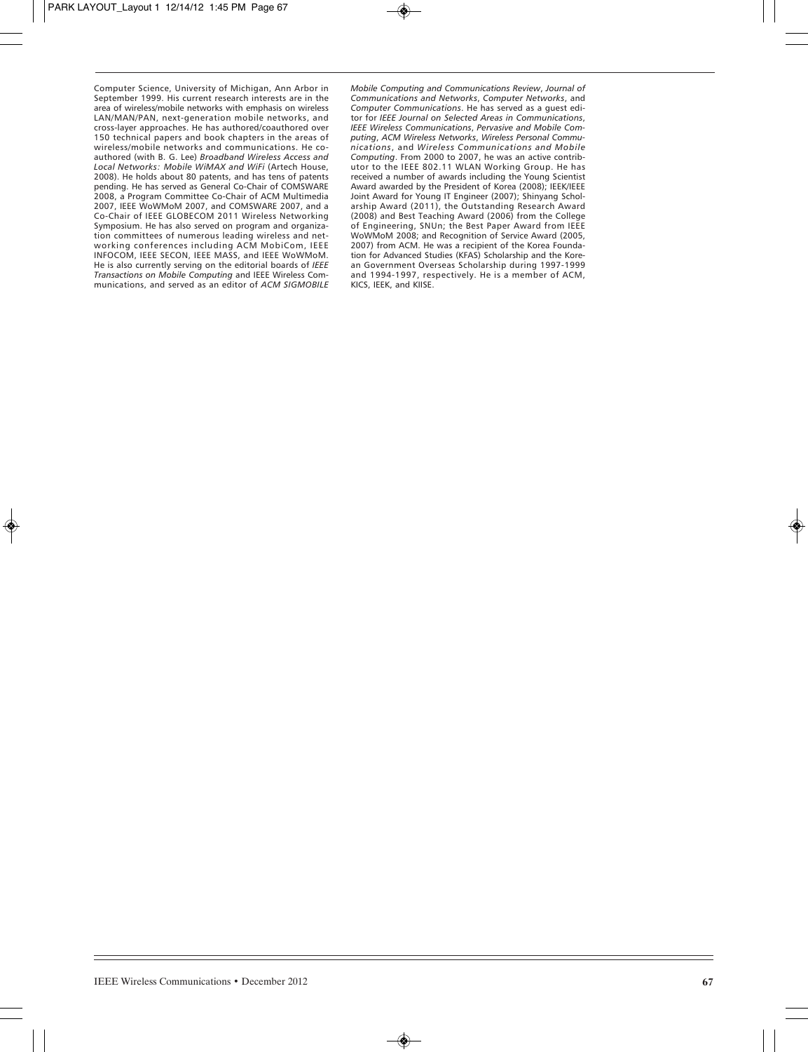Computer Science, University of Michigan, Ann Arbor in September 1999. His current research interests are in the area of wireless/mobile networks with emphasis on wireless LAN/MAN/PAN, next-generation mobile networks, and cross-layer approaches. He has authored/coauthored over 150 technical papers and book chapters in the areas of wireless/mobile networks and communications. He co-authored (with B. G. Lee) *Broadband Wireless Access and Local Networks: Mobile WiMAX and WiFi* (Artech House, 2008). He holds about 80 patents, and has tens of patents pending. He has served as General Co-Chair of COMSWARE 2008, a Program Committee Co-Chair of ACM Multimedia 2007, IEEE WoWMoM 2007, and COMSWARE 2007, and a Co-Chair of IEEE GLOBECOM 2011 Wireless Networking Symposium. He has also served on program and organization committees of numerous leading wireless and networking conferences including ACM MobiCom, IEEE INFOCOM, IEEE SECON, IEEE MASS, and IEEE WoWMoM. He is also currently serving on the editorial boards of *IEEE Transactions on Mobile Computing* and IEEE Wireless Communications, and served as an editor of *ACM SIGMOBILE Mobile Computing and Communications Review*, *Journal of Communications and Networks*, *Computer Networks*, and *Computer Communications*. He has served as a guest editor for *IEEE Journal on Selected Areas in Communications*, *IEEE Wireless Communications*, *Pervasive and Mobile Computing*, *ACM Wireless Networks*, *Wireless Personal Communications*, and *Wireless Communications and Mobile Computing*. From 2000 to 2007, he was an active contributor to the IEEE 802.11 WLAN Working Group. He has received a number of awards including the Young Scientist Award awarded by the President of Korea (2008); IEEK/IEEE Joint Award for Young IT Engineer (2007); Shinyang Scholarship Award (2011), the Outstanding Research Award (2008) and Best Teaching Award (2006) from the College of Engineering, SNUn; the Best Paper Award from IEEE WoWMoM 2008; and Recognition of Service Award (2005, 2007) from ACM. He was a recipient of the Korea Foundation for Advanced Studies (KFAS) Scholarship and the Korean Government Overseas Scholarship during 1997-1999 and 1994-1997, respectively. He is a member of ACM, KICS, IEEK, and KIISE.